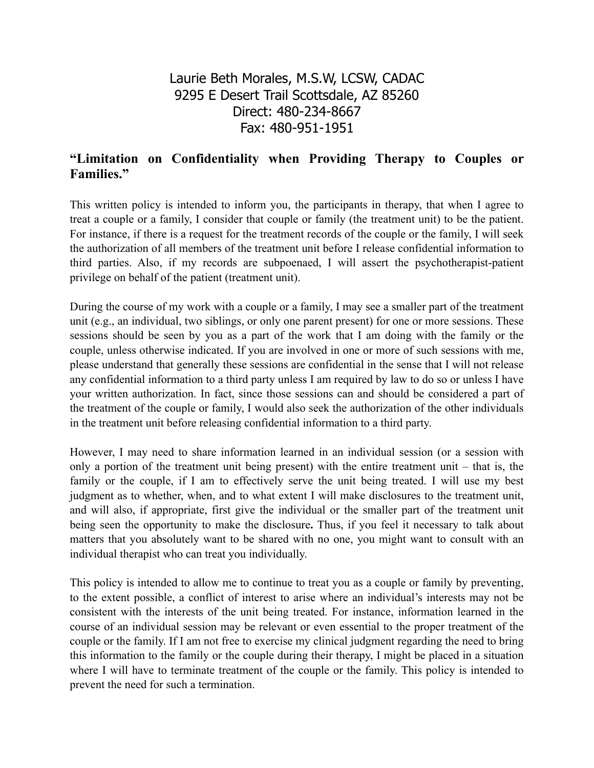Laurie Beth Morales, M.S.W, LCSW, CADAC
9295 E Desert Trail Scottsdale, AZ 85260
Direct: 480-234-8667
Fax: 480-951-1951

## "Limitation on Confidentiality when Providing Therapy to Couples or Families."

This written policy is intended to inform you, the participants in therapy, that when I agree to treat a couple or a family, I consider that couple or family (the treatment unit) to be the patient. For instance, if there is a request for the treatment records of the couple or the family, I will seek the authorization of all members of the treatment unit before I release confidential information to third parties. Also, if my records are subpoenaed, I will assert the psychotherapist-patient privilege on behalf of the patient (treatment unit).

During the course of my work with a couple or a family, I may see a smaller part of the treatment unit (e.g., an individual, two siblings, or only one parent present) for one or more sessions. These sessions should be seen by you as a part of the work that I am doing with the family or the couple, unless otherwise indicated. If you are involved in one or more of such sessions with me, please understand that generally these sessions are confidential in the sense that I will not release any confidential information to a third party unless I am required by law to do so or unless I have your written authorization. In fact, since those sessions can and should be considered a part of the treatment of the couple or family, I would also seek the authorization of the other individuals in the treatment unit before releasing confidential information to a third party.

However, I may need to share information learned in an individual session (or a session with only a portion of the treatment unit being present) with the entire treatment unit – that is, the family or the couple, if I am to effectively serve the unit being treated. I will use my best judgment as to whether, when, and to what extent I will make disclosures to the treatment unit, and will also, if appropriate, first give the individual or the smaller part of the treatment unit being seen the opportunity to make the disclosure**.** Thus, if you feel it necessary to talk about matters that you absolutely want to be shared with no one, you might want to consult with an individual therapist who can treat you individually.

This policy is intended to allow me to continue to treat you as a couple or family by preventing, to the extent possible, a conflict of interest to arise where an individual's interests may not be consistent with the interests of the unit being treated. For instance, information learned in the course of an individual session may be relevant or even essential to the proper treatment of the couple or the family. If I am not free to exercise my clinical judgment regarding the need to bring this information to the family or the couple during their therapy, I might be placed in a situation where I will have to terminate treatment of the couple or the family. This policy is intended to prevent the need for such a termination.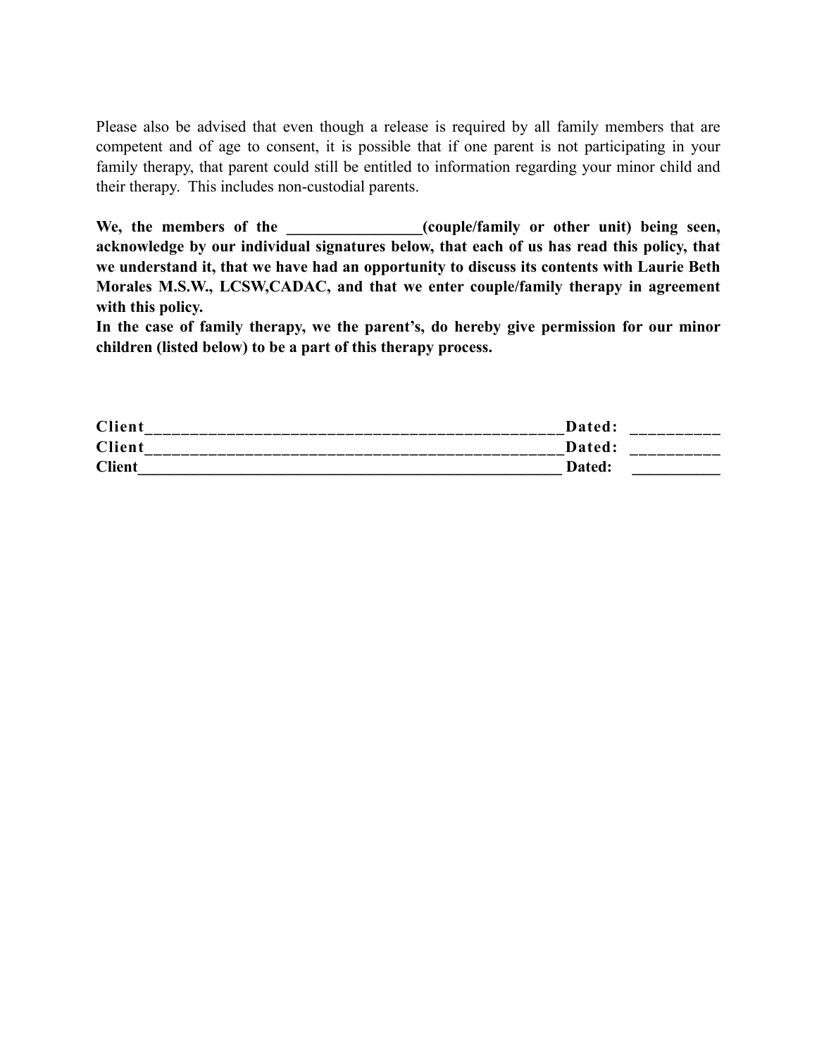Please also be advised that even though a release is required by all family members that are competent and of age to consent, it is possible that if one parent is not participating in your family therapy, that parent could still be entitled to information regarding your minor child and their therapy.  This includes non-custodial parents.

**We, the members of the ________________(couple/family or other unit) being seen, acknowledge by our individual signatures below, that each of us has read this policy, that we understand it, that we have had an opportunity to discuss its contents with Laurie Beth Morales M.S.W., LCSW,CADAC, and that we enter couple/family therapy in agreement with this policy.**

**In the case of family therapy, we the parent's, do hereby give permission for our minor children (listed below) to be a part of this therapy process.**

**Client________________________________________________Dated: __________**

**Client________________________________________________Dated: __________**

**Client________________________________________________Dated: __________**